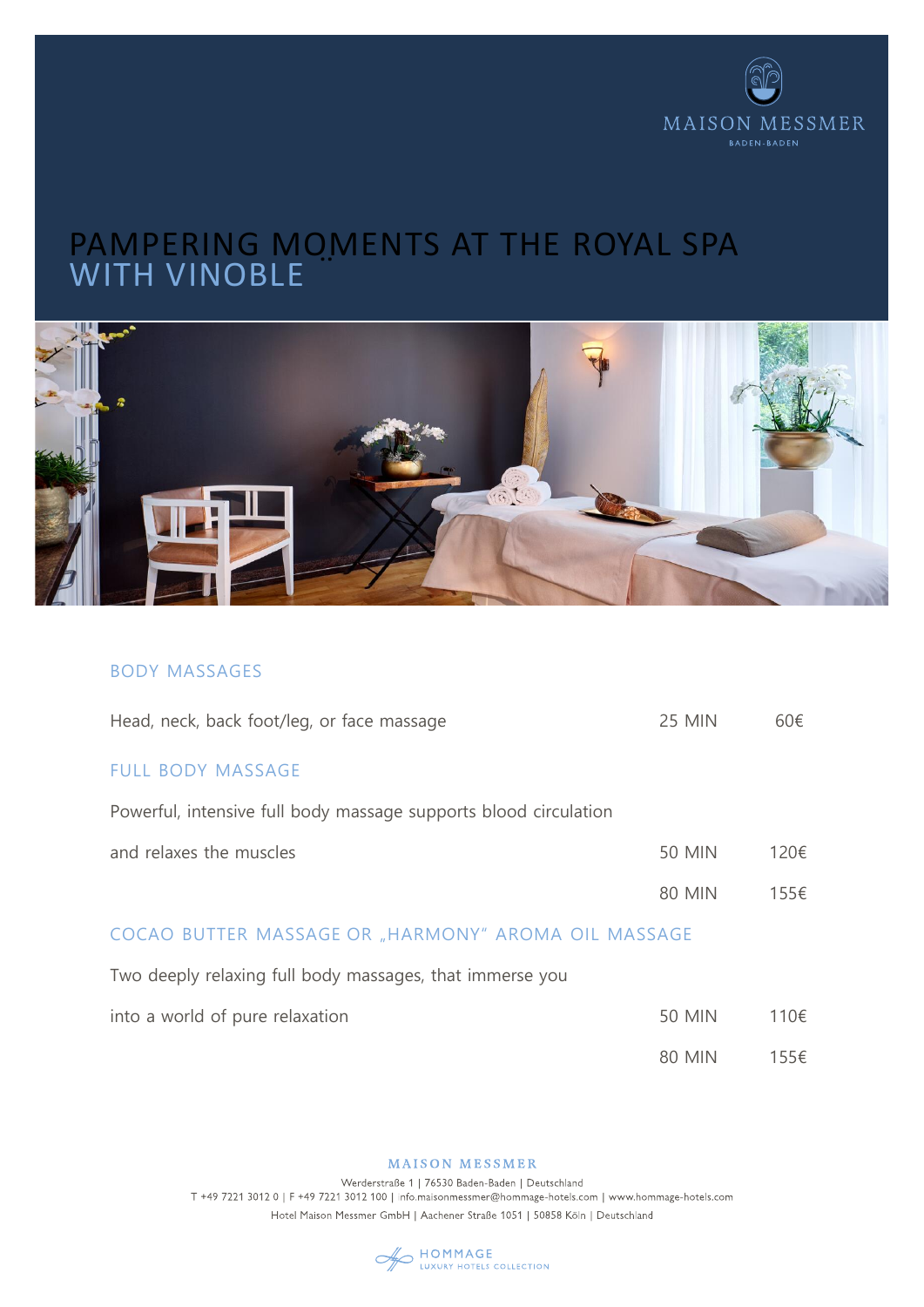MAISON MESSMER

BADEN-BADEN

# PAMPERING MOMENTS AT THE ROYAL SPA WITH VINOBLE

## BODY MASSAGES

| | | |
|---|---|---|
| Head, neck, back foot/leg, or face massage | 25 MIN | 60€ |

## FULL BODY MASSAGE

| | | |
|---|---|---|
| Powerful, intensive full body massage supports blood circulation and relaxes the muscles | 50 MIN | 120€ |
| | 80 MIN | 155€ |

## COCAO BUTTER MASSAGE OR „HARMONY" AROMA OIL MASSAGE

| | | |
|---|---|---|
| Two deeply relaxing full body massages, that immerse you into a world of pure relaxation | 50 MIN | 110€ |
| | 80 MIN | 155€ |

MAISON MESSMER

Werderstraße 1 | 76530 Baden-Baden | Deutschland

T +49 7221 3012 0 | F +49 7221 3012 100 | info.maisonmessmer@hommage-hotels.com | www.hommage-hotels.com

Hotel Maison Messmer GmbH | Aachener Straße 1051 | 50858 Köln | Deutschland

HOMMAGE LUXURY HOTELS COLLECTION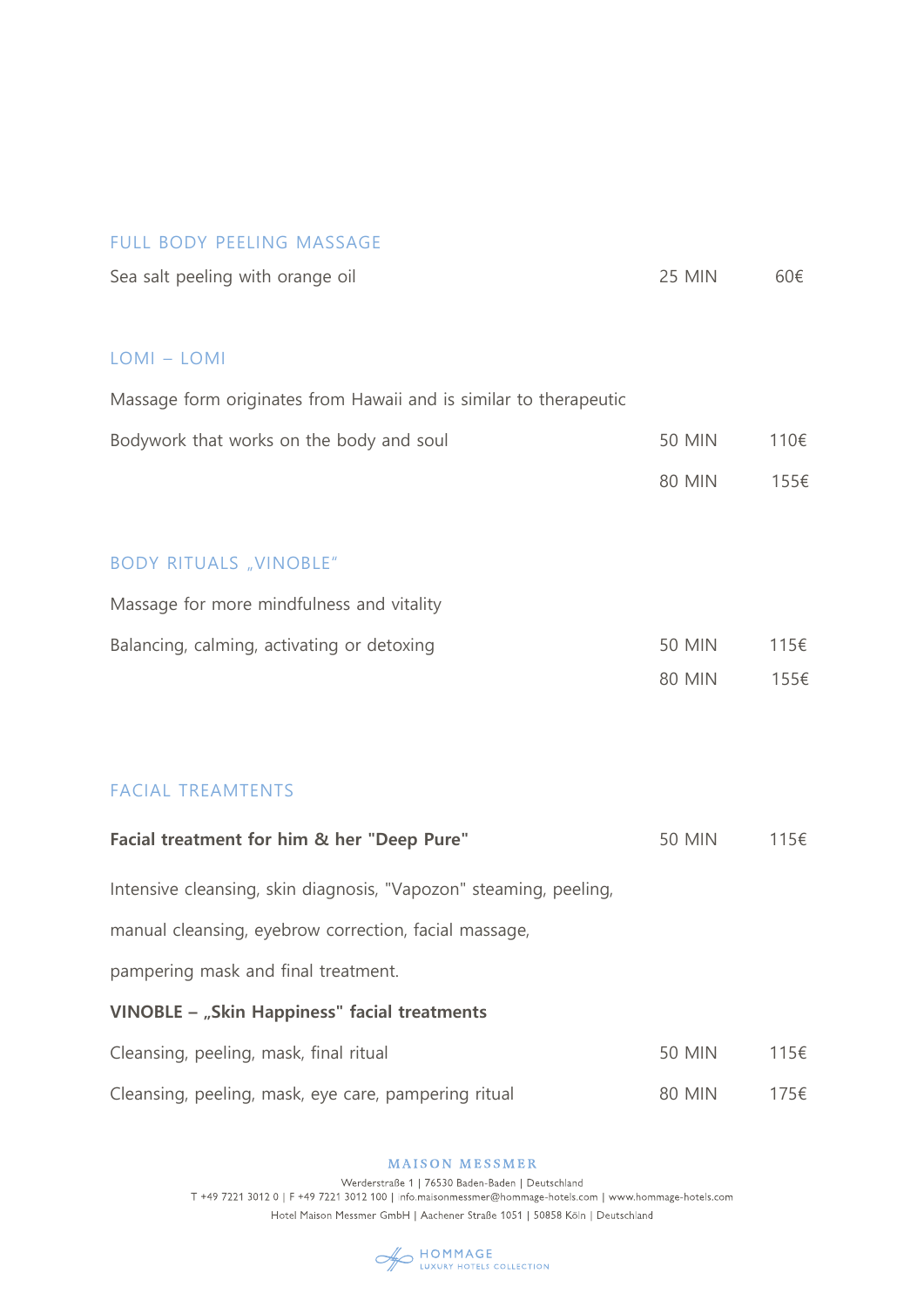## FULL BODY PEELING MASSAGE

| | | |
|---|---|---|
| Sea salt peeling with orange oil | 25 MIN | 60€ |

## LOMI – LOMI

Massage form originates from Hawaii and is similar to therapeutic

| | | |
|---|---|---|
| Bodywork that works on the body and soul | 50 MIN | 110€ |
| | 80 MIN | 155€ |

## BODY RITUALS „VINOBLE"

Massage for more mindfulness and vitality

| | | |
|---|---|---|
| Balancing, calming, activating or detoxing | 50 MIN | 115€ |
| | 80 MIN | 155€ |

## FACIAL TREAMTENTS

| | | |
|---|---|---|
| **Facial treatment for him & her "Deep Pure"** | 50 MIN | 115€ |

Intensive cleansing, skin diagnosis, "Vapozon" steaming, peeling,

manual cleansing, eyebrow correction, facial massage,

pampering mask and final treatment.

**VINOBLE – „Skin Happiness" facial treatments**

| | | |
|---|---|---|
| Cleansing, peeling, mask, final ritual | 50 MIN | 115€ |
| Cleansing, peeling, mask, eye care, pampering ritual | 80 MIN | 175€ |

MAISON MESSMER

Werderstraße 1 | 76530 Baden-Baden | Deutschland
T +49 7221 3012 0 | F +49 7221 3012 100 | info.maisonmessmer@hommage-hotels.com | www.hommage-hotels.com
Hotel Maison Messmer GmbH | Aachener Straße 1051 | 50858 Köln | Deutschland

HOMMAGE LUXURY HOTELS COLLECTION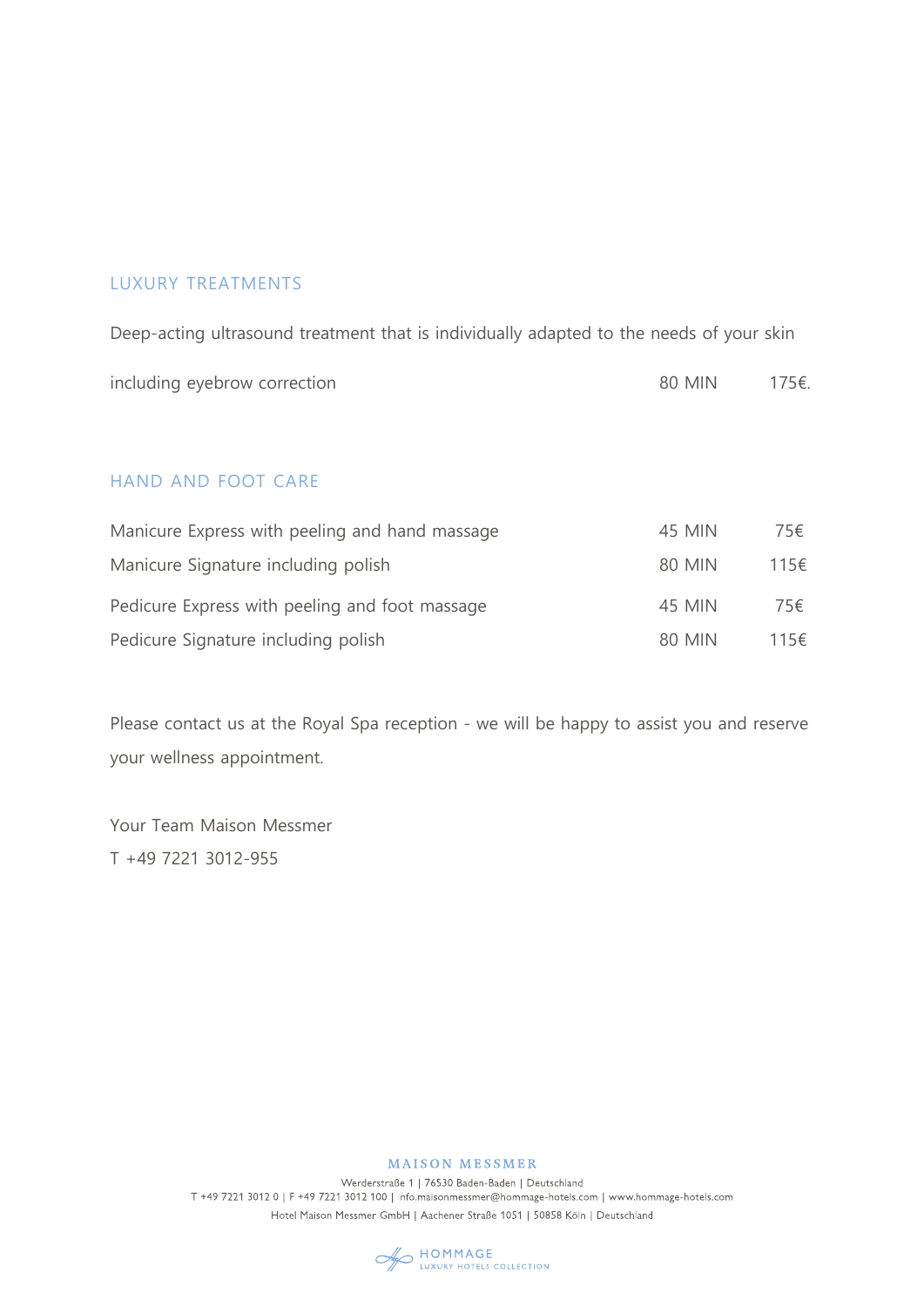## LUXURY TREATMENTS

Deep-acting ultrasound treatment that is individually adapted to the needs of your skin

| | | |
|---|---|---|
| including eyebrow correction | 80 MIN | 175€. |

## HAND AND FOOT CARE

| | | |
|---|---|---|
| Manicure Express with peeling and hand massage | 45 MIN | 75€ |
| Manicure Signature including polish | 80 MIN | 115€ |
| Pedicure Express with peeling and foot massage | 45 MIN | 75€ |
| Pedicure Signature including polish | 80 MIN | 115€ |

Please contact us at the Royal Spa reception - we will be happy to assist you and reserve your wellness appointment.

Your Team Maison Messmer
T +49 7221 3012-955

MAISON MESSMER
Werderstraße 1 | 76530 Baden-Baden | Deutschland
T +49 7221 3012 0 | F +49 7221 3012 100 | info.maisonmessmer@hommage-hotels.com | www.hommage-hotels.com
Hotel Maison Messmer GmbH | Aachener Straße 1051 | 50858 Köln | Deutschland

HOMMAGE
LUXURY HOTELS COLLECTION